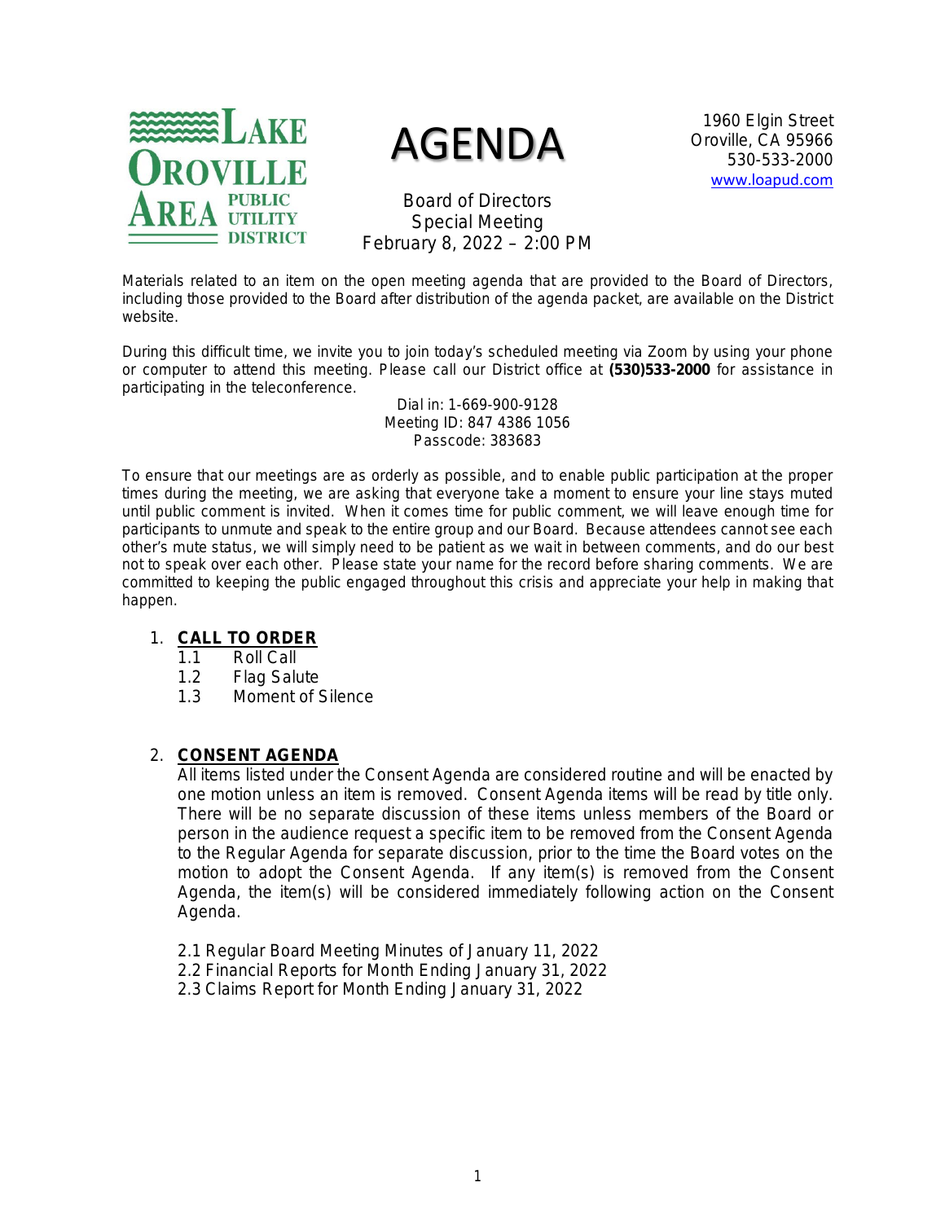Lake Oroville Area Public Utility District

# AGENDA

1960 Elgin Street
Oroville, CA 95966
530-533-2000
www.loapud.com

Board of Directors
Special Meeting
February 8, 2022 – 2:00 PM

Materials related to an item on the open meeting agenda that are provided to the Board of Directors, including those provided to the Board after distribution of the agenda packet, are available on the District website.

During this difficult time, we invite you to join today's scheduled meeting via Zoom by using your phone or computer to attend this meeting. Please call our District office at **(530)533-2000** for assistance in participating in the teleconference.

Dial in: 1-669-900-9128
Meeting ID: 847 4386 1056
Passcode: 383683

To ensure that our meetings are as orderly as possible, and to enable public participation at the proper times during the meeting, we are asking that everyone take a moment to ensure your line stays muted until public comment is invited. When it comes time for public comment, we will leave enough time for participants to unmute and speak to the entire group and our Board. Because attendees cannot see each other's mute status, we will simply need to be patient as we wait in between comments, and do our best not to speak over each other. Please state your name for the record before sharing comments. We are committed to keeping the public engaged throughout this crisis and appreciate your help in making that happen.

1. **CALL TO ORDER**
   - 1.1 Roll Call
   - 1.2 Flag Salute
   - 1.3 Moment of Silence

2. **CONSENT AGENDA**

   All items listed under the Consent Agenda are considered routine and will be enacted by one motion unless an item is removed. Consent Agenda items will be read by title only. There will be no separate discussion of these items unless members of the Board or person in the audience request a specific item to be removed from the Consent Agenda to the Regular Agenda for separate discussion, prior to the time the Board votes on the motion to adopt the Consent Agenda. If any item(s) is removed from the Consent Agenda, the item(s) will be considered immediately following action on the Consent Agenda.

   - 2.1 Regular Board Meeting Minutes of January 11, 2022
   - 2.2 Financial Reports for Month Ending January 31, 2022
   - 2.3 Claims Report for Month Ending January 31, 2022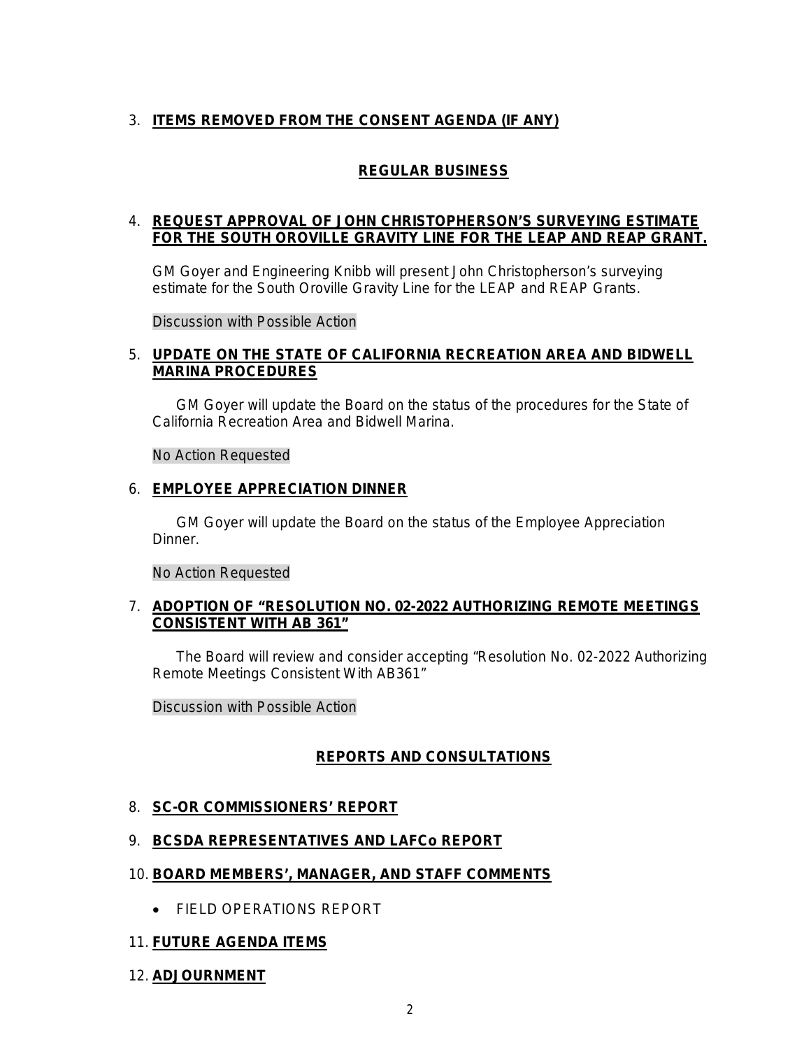3. **ITEMS REMOVED FROM THE CONSENT AGENDA (IF ANY)**

## REGULAR BUSINESS

4. **REQUEST APPROVAL OF JOHN CHRISTOPHERSON'S SURVEYING ESTIMATE FOR THE SOUTH OROVILLE GRAVITY LINE FOR THE LEAP AND REAP GRANT.**

   GM Goyer and Engineering Knibb will present John Christopherson's surveying estimate for the South Oroville Gravity Line for the LEAP and REAP Grants.

   Discussion with Possible Action

5. **UPDATE ON THE STATE OF CALIFORNIA RECREATION AREA AND BIDWELL MARINA PROCEDURES**

   GM Goyer will update the Board on the status of the procedures for the State of California Recreation Area and Bidwell Marina.

   No Action Requested

6. **EMPLOYEE APPRECIATION DINNER**

   GM Goyer will update the Board on the status of the Employee Appreciation Dinner.

   No Action Requested

7. **ADOPTION OF "RESOLUTION NO. 02-2022 AUTHORIZING REMOTE MEETINGS CONSISTENT WITH AB 361"**

   The Board will review and consider accepting "Resolution No. 02-2022 Authorizing Remote Meetings Consistent With AB361"

   Discussion with Possible Action

## REPORTS AND CONSULTATIONS

8. **SC-OR COMMISSIONERS' REPORT**

9. **BCSDA REPRESENTATIVES AND LAFCo REPORT**

10. **BOARD MEMBERS', MANAGER, AND STAFF COMMENTS**

    - FIELD OPERATIONS REPORT

11. **FUTURE AGENDA ITEMS**

12. **ADJOURNMENT**